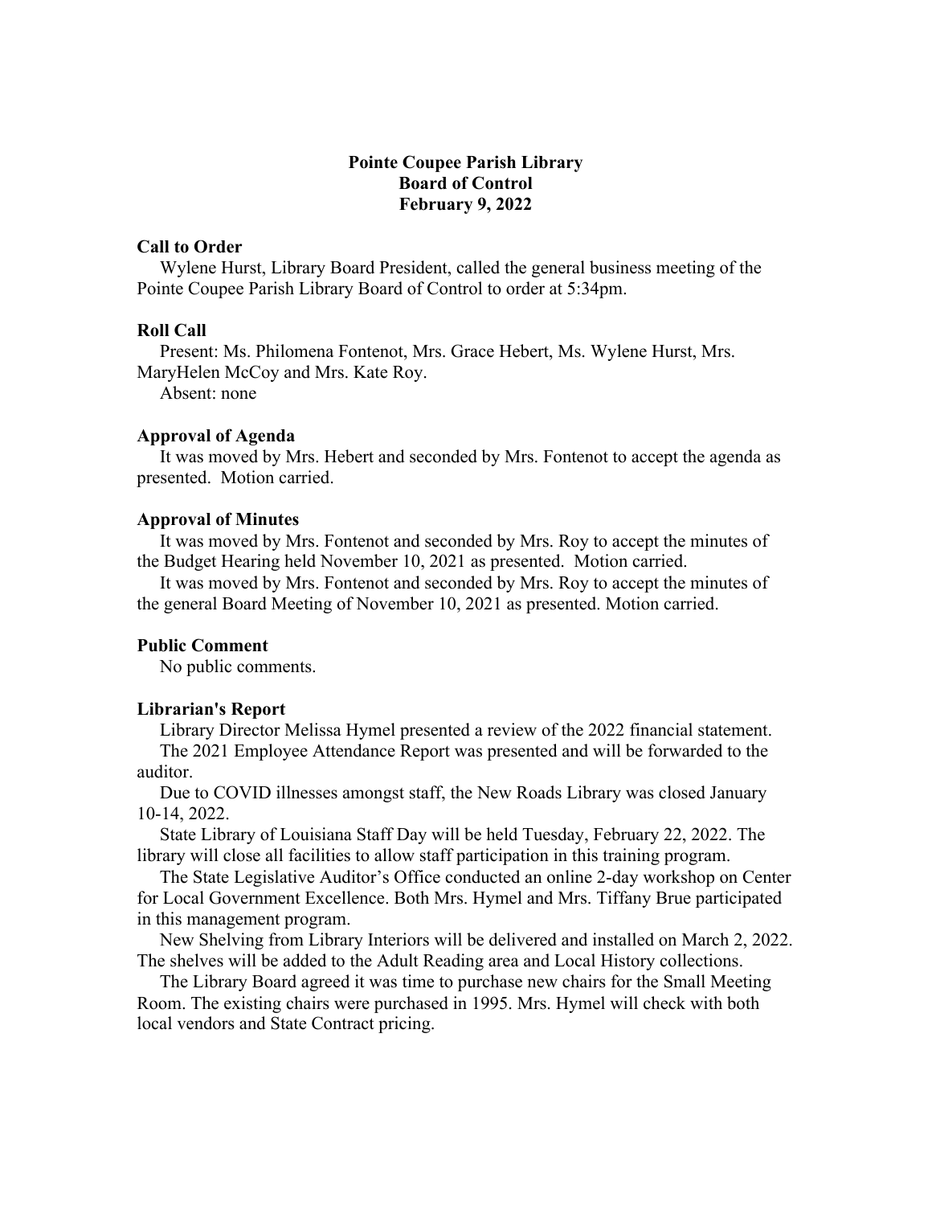# Pointe Coupee Parish Library
# Board of Control
# February 9, 2022

**Call to Order**

Wylene Hurst, Library Board President, called the general business meeting of the Pointe Coupee Parish Library Board of Control to order at 5:34pm.

**Roll Call**

Present: Ms. Philomena Fontenot, Mrs. Grace Hebert, Ms. Wylene Hurst, Mrs. MaryHelen McCoy and Mrs. Kate Roy.

Absent: none

**Approval of Agenda**

It was moved by Mrs. Hebert and seconded by Mrs. Fontenot to accept the agenda as presented. Motion carried.

**Approval of Minutes**

It was moved by Mrs. Fontenot and seconded by Mrs. Roy to accept the minutes of the Budget Hearing held November 10, 2021 as presented. Motion carried.

It was moved by Mrs. Fontenot and seconded by Mrs. Roy to accept the minutes of the general Board Meeting of November 10, 2021 as presented. Motion carried.

**Public Comment**

No public comments.

**Librarian's Report**

Library Director Melissa Hymel presented a review of the 2022 financial statement.

The 2021 Employee Attendance Report was presented and will be forwarded to the auditor.

Due to COVID illnesses amongst staff, the New Roads Library was closed January 10-14, 2022.

State Library of Louisiana Staff Day will be held Tuesday, February 22, 2022. The library will close all facilities to allow staff participation in this training program.

The State Legislative Auditor's Office conducted an online 2-day workshop on Center for Local Government Excellence. Both Mrs. Hymel and Mrs. Tiffany Brue participated in this management program.

New Shelving from Library Interiors will be delivered and installed on March 2, 2022. The shelves will be added to the Adult Reading area and Local History collections.

The Library Board agreed it was time to purchase new chairs for the Small Meeting Room. The existing chairs were purchased in 1995. Mrs. Hymel will check with both local vendors and State Contract pricing.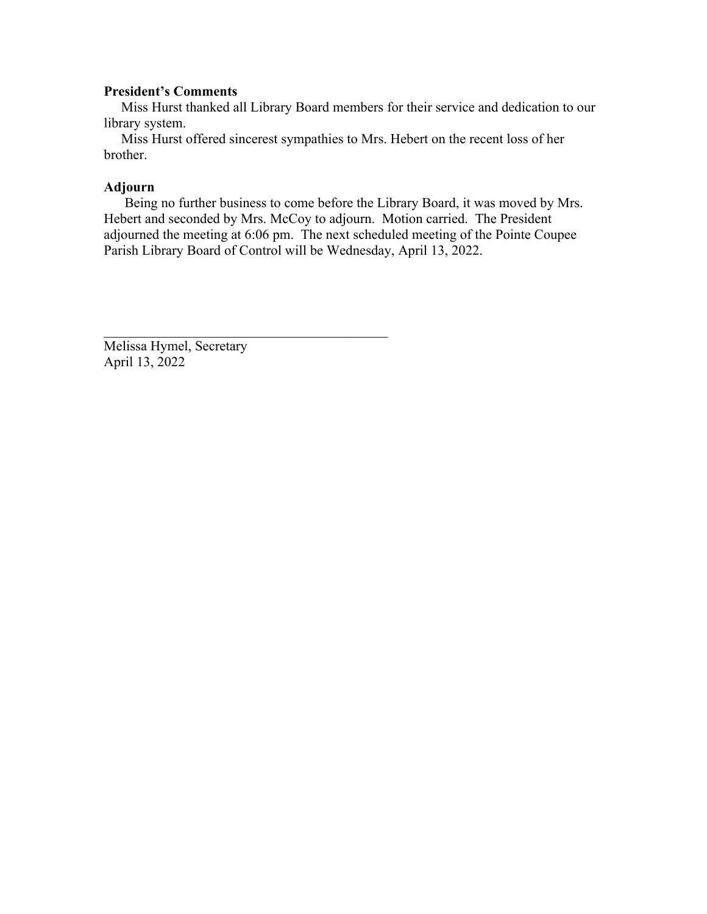**President's Comments**

Miss Hurst thanked all Library Board members for their service and dedication to our library system.

Miss Hurst offered sincerest sympathies to Mrs. Hebert on the recent loss of her brother.

**Adjourn**

Being no further business to come before the Library Board, it was moved by Mrs. Hebert and seconded by Mrs. McCoy to adjourn. Motion carried. The President adjourned the meeting at 6:06 pm. The next scheduled meeting of the Pointe Coupee Parish Library Board of Control will be Wednesday, April 13, 2022.

\_\_\_\_\_\_\_\_\_\_\_\_\_\_\_\_\_\_\_\_\_\_\_\_\_\_\_\_\_\_\_\_\_\_\_\_\_\_\_\_

Melissa Hymel, Secretary
April 13, 2022